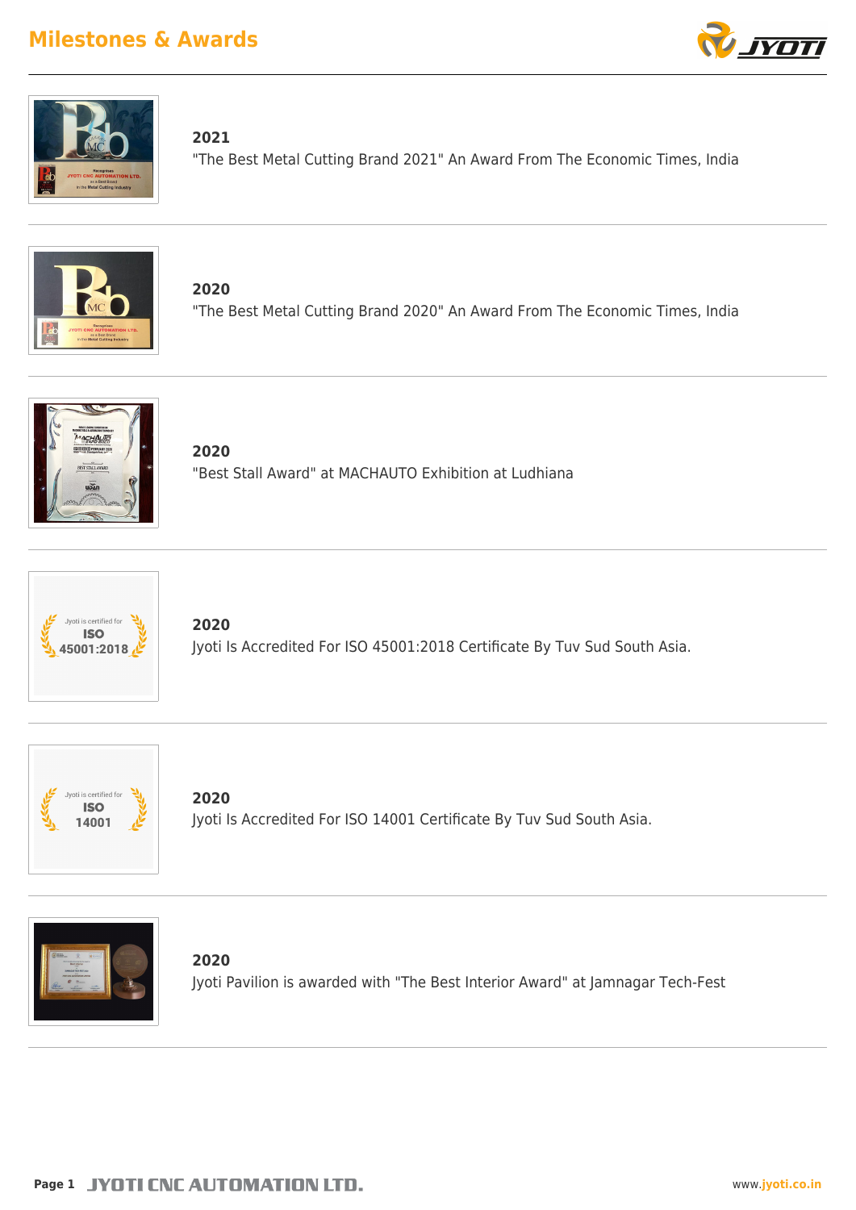# Milestones & Awards

**2021**

"The Best Metal Cutting Brand 2021" An Award From The Economic Times, India

**2020**

"The Best Metal Cutting Brand 2020" An Award From The Economic Times, India

**2020**

"Best Stall Award" at MACHAUTO Exhibition at Ludhiana

**2020**

Jyoti Is Accredited For ISO 45001:2018 Certificate By Tuv Sud South Asia.

**2020**

Jyoti Is Accredited For ISO 14001 Certificate By Tuv Sud South Asia.

**2020**

Jyoti Pavilion is awarded with "The Best Interior Award" at Jamnagar Tech-Fest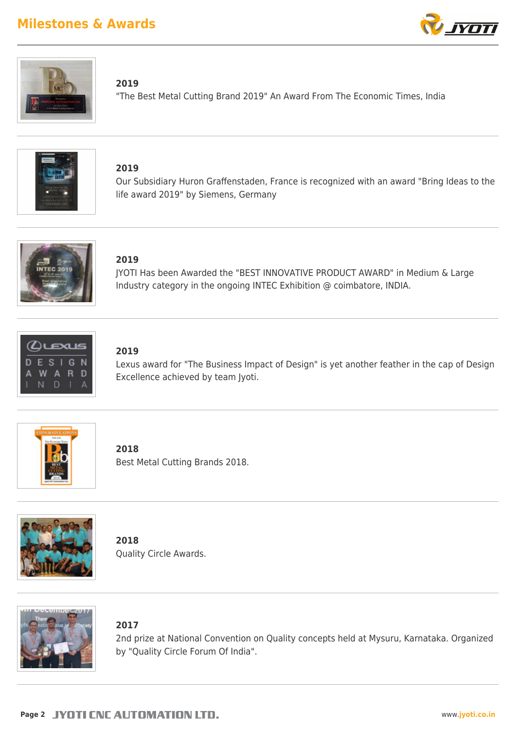# Milestones & Awards

**2019**
"The Best Metal Cutting Brand 2019" An Award From The Economic Times, India

**2019**
Our Subsidiary Huron Graffenstaden, France is recognized with an award "Bring Ideas to the life award 2019" by Siemens, Germany

**2019**
JYOTI Has been Awarded the "BEST INNOVATIVE PRODUCT AWARD" in Medium & Large Industry category in the ongoing INTEC Exhibition @ coimbatore, INDIA.

**2019**
Lexus award for "The Business Impact of Design" is yet another feather in the cap of Design Excellence achieved by team Jyoti.

**2018**
Best Metal Cutting Brands 2018.

**2018**
Quality Circle Awards.

**2017**
2nd prize at National Convention on Quality concepts held at Mysuru, Karnataka. Organized by "Quality Circle Forum Of India".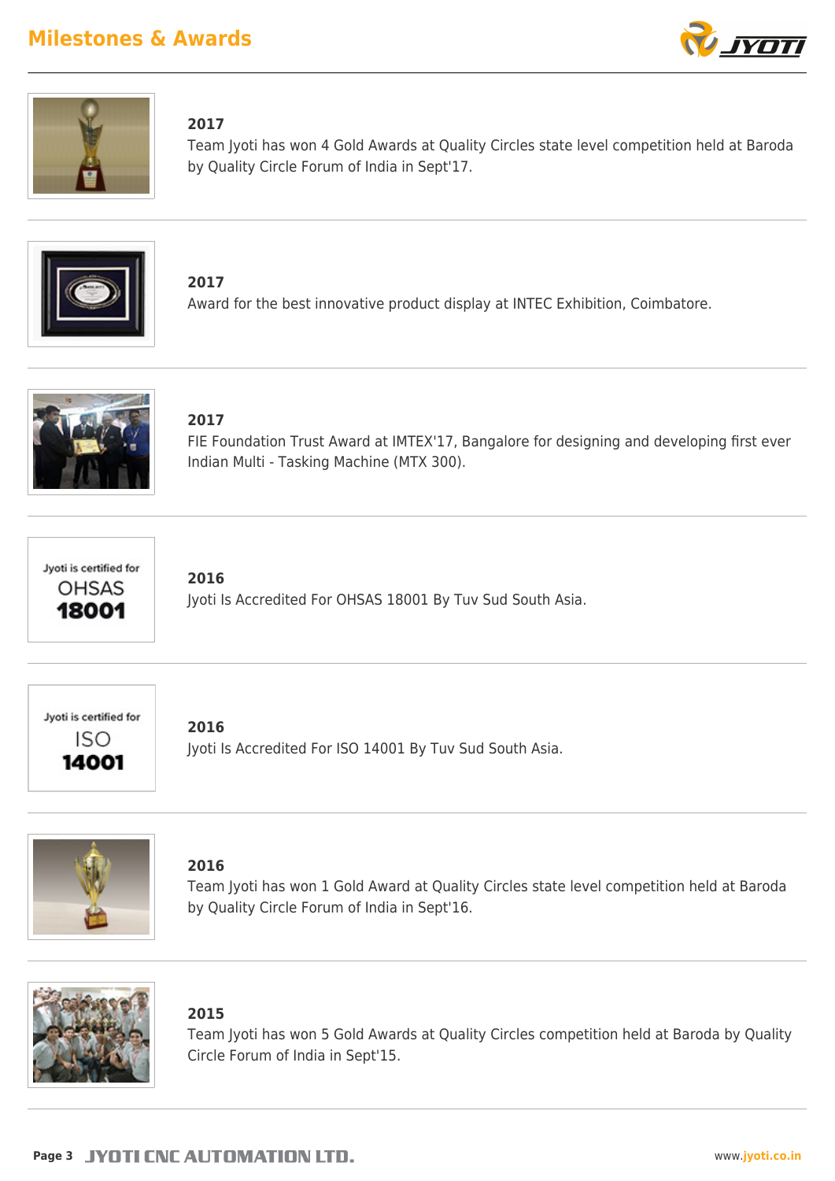## Milestones & Awards

**2017**
Team Jyoti has won 4 Gold Awards at Quality Circles state level competition held at Baroda by Quality Circle Forum of India in Sept'17.

**2017**
Award for the best innovative product display at INTEC Exhibition, Coimbatore.

**2017**
FIE Foundation Trust Award at IMTEX'17, Bangalore for designing and developing first ever Indian Multi - Tasking Machine (MTX 300).

Jyoti is certified for OHSAS 18001

**2016**
Jyoti Is Accredited For OHSAS 18001 By Tuv Sud South Asia.

Jyoti is certified for ISO 14001

**2016**
Jyoti Is Accredited For ISO 14001 By Tuv Sud South Asia.

**2016**
Team Jyoti has won 1 Gold Award at Quality Circles state level competition held at Baroda by Quality Circle Forum of India in Sept'16.

**2015**
Team Jyoti has won 5 Gold Awards at Quality Circles competition held at Baroda by Quality Circle Forum of India in Sept'15.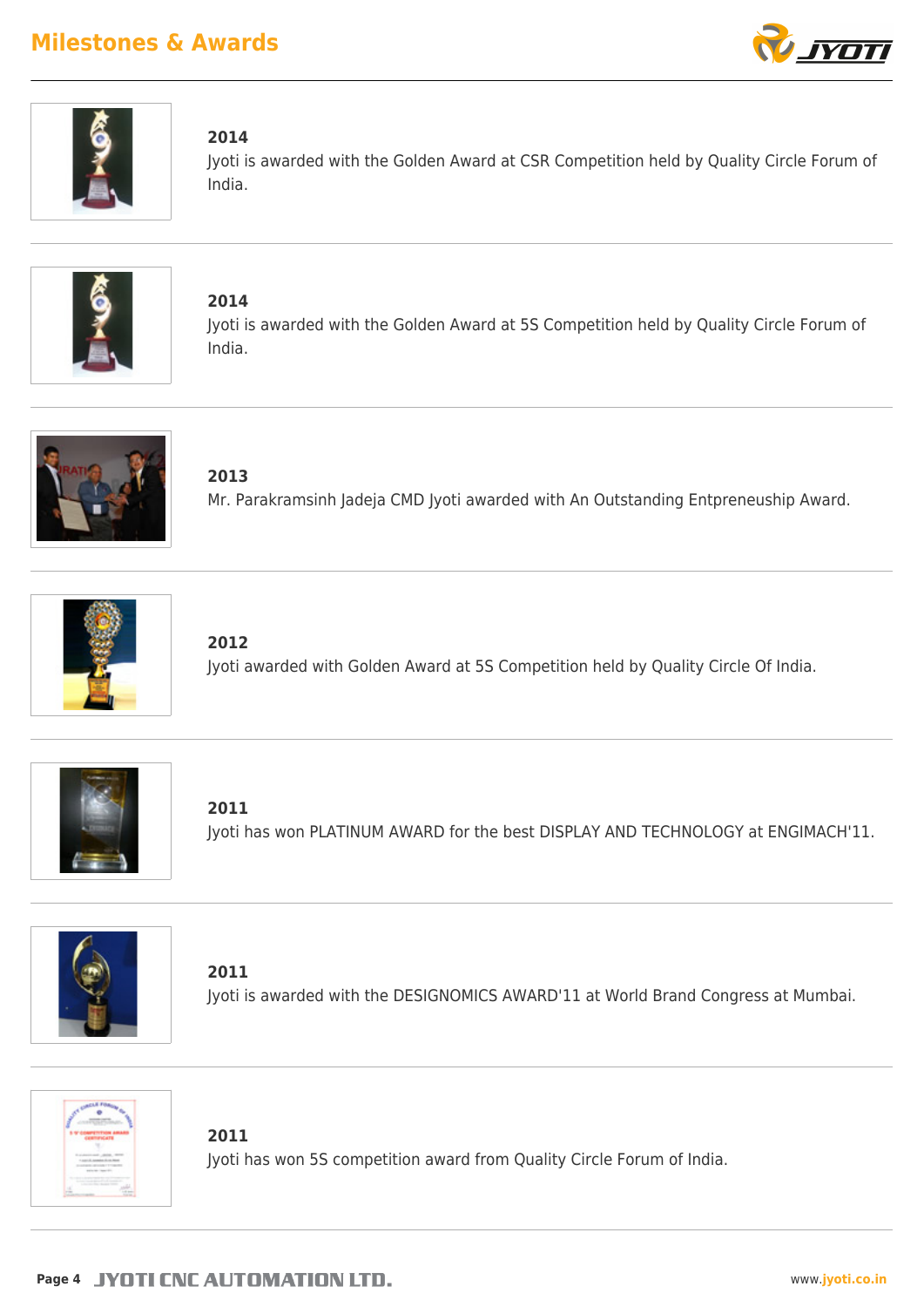## Milestones & Awards

**2014**
Jyoti is awarded with the Golden Award at CSR Competition held by Quality Circle Forum of India.

**2014**
Jyoti is awarded with the Golden Award at 5S Competition held by Quality Circle Forum of India.

**2013**
Mr. Parakramsinh Jadeja CMD Jyoti awarded with An Outstanding Entpreneuship Award.

**2012**
Jyoti awarded with Golden Award at 5S Competition held by Quality Circle Of India.

**2011**
Jyoti has won PLATINUM AWARD for the best DISPLAY AND TECHNOLOGY at ENGIMACH'11.

**2011**
Jyoti is awarded with the DESIGNOMICS AWARD'11 at World Brand Congress at Mumbai.

**2011**
Jyoti has won 5S competition award from Quality Circle Forum of India.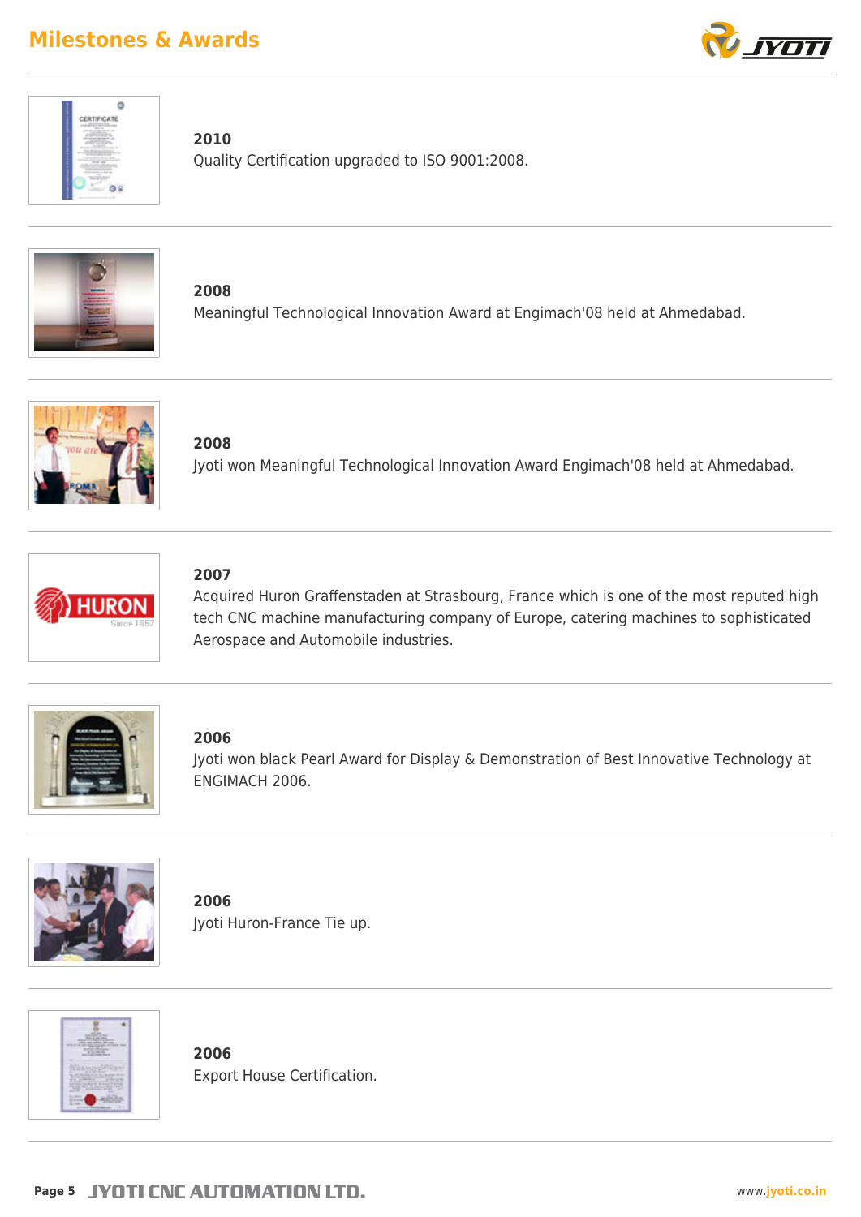# Milestones & Awards

**2010**
Quality Certification upgraded to ISO 9001:2008.

**2008**
Meaningful Technological Innovation Award at Engimach'08 held at Ahmedabad.

**2008**
Jyoti won Meaningful Technological Innovation Award Engimach'08 held at Ahmedabad.

**2007**
Acquired Huron Graffenstaden at Strasbourg, France which is one of the most reputed high tech CNC machine manufacturing company of Europe, catering machines to sophisticated Aerospace and Automobile industries.

**2006**
Jyoti won black Pearl Award for Display & Demonstration of Best Innovative Technology at ENGIMACH 2006.

**2006**
Jyoti Huron-France Tie up.

**2006**
Export House Certification.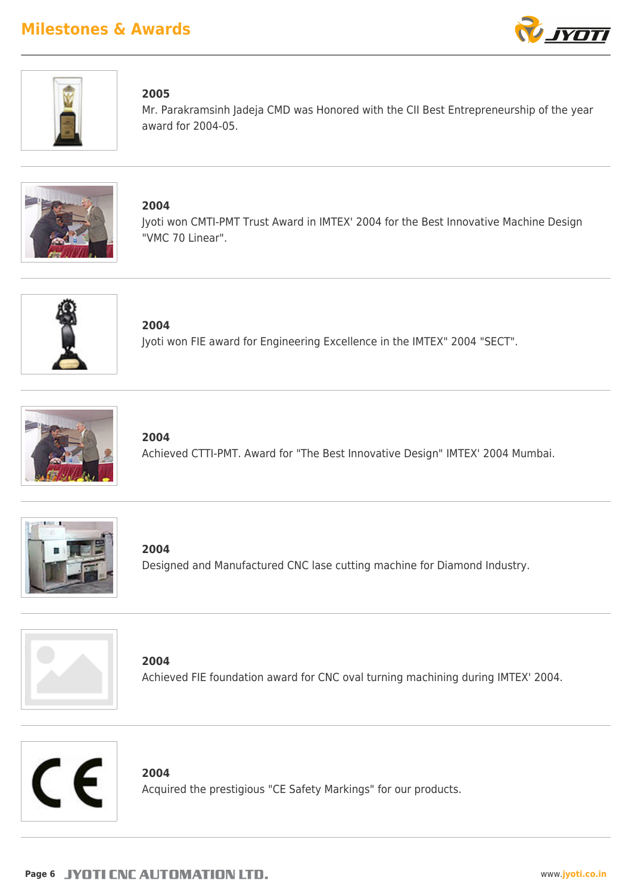# Milestones & Awards

**2005**
Mr. Parakramsinh Jadeja CMD was Honored with the CII Best Entrepreneurship of the year award for 2004-05.

---

**2004**
Jyoti won CMTI-PMT Trust Award in IMTEX' 2004 for the Best Innovative Machine Design "VMC 70 Linear".

---

**2004**
Jyoti won FIE award for Engineering Excellence in the IMTEX" 2004 "SECT".

---

**2004**
Achieved CTTI-PMT. Award for "The Best Innovative Design" IMTEX' 2004 Mumbai.

---

**2004**
Designed and Manufactured CNC lase cutting machine for Diamond Industry.

---

**2004**
Achieved FIE foundation award for CNC oval turning machining during IMTEX' 2004.

---

**2004**
Acquired the prestigious "CE Safety Markings" for our products.

---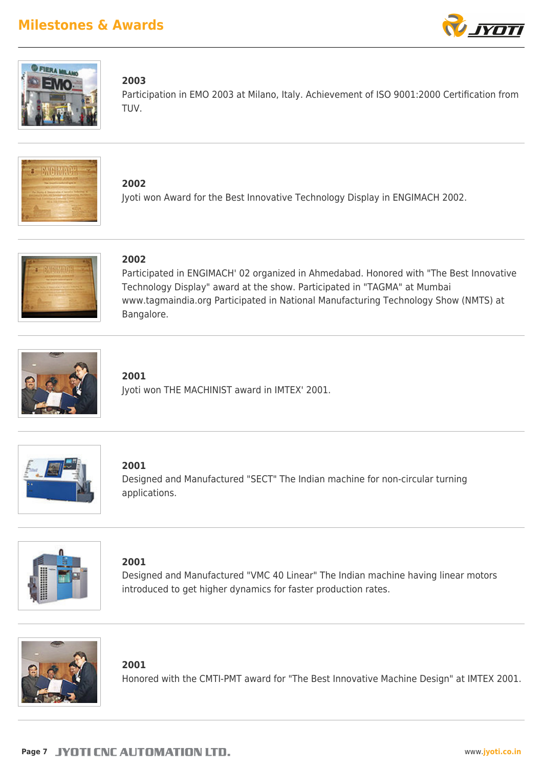## Milestones & Awards

**2003**
Participation in EMO 2003 at Milano, Italy. Achievement of ISO 9001:2000 Certification from TUV.

**2002**
Jyoti won Award for the Best Innovative Technology Display in ENGIMACH 2002.

**2002**
Participated in ENGIMACH' 02 organized in Ahmedabad. Honored with "The Best Innovative Technology Display" award at the show. Participated in "TAGMA" at Mumbai www.tagmaindia.org Participated in National Manufacturing Technology Show (NMTS) at Bangalore.

**2001**
Jyoti won THE MACHINIST award in IMTEX' 2001.

**2001**
Designed and Manufactured "SECT" The Indian machine for non-circular turning applications.

**2001**
Designed and Manufactured "VMC 40 Linear" The Indian machine having linear motors introduced to get higher dynamics for faster production rates.

**2001**
Honored with the CMTI-PMT award for "The Best Innovative Machine Design" at IMTEX 2001.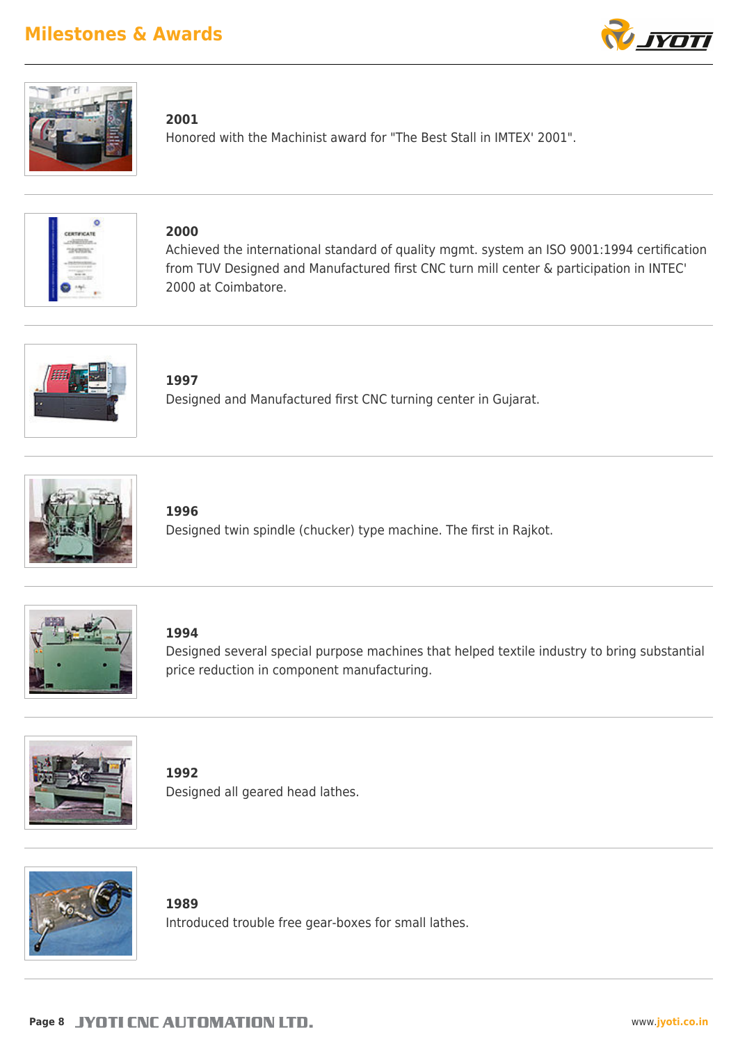# Milestones & Awards

**2001**
Honored with the Machinist award for "The Best Stall in IMTEX' 2001".

**2000**
Achieved the international standard of quality mgmt. system an ISO 9001:1994 certification from TUV Designed and Manufactured first CNC turn mill center & participation in INTEC' 2000 at Coimbatore.

**1997**
Designed and Manufactured first CNC turning center in Gujarat.

**1996**
Designed twin spindle (chucker) type machine. The first in Rajkot.

**1994**
Designed several special purpose machines that helped textile industry to bring substantial price reduction in component manufacturing.

**1992**
Designed all geared head lathes.

**1989**
Introduced trouble free gear-boxes for small lathes.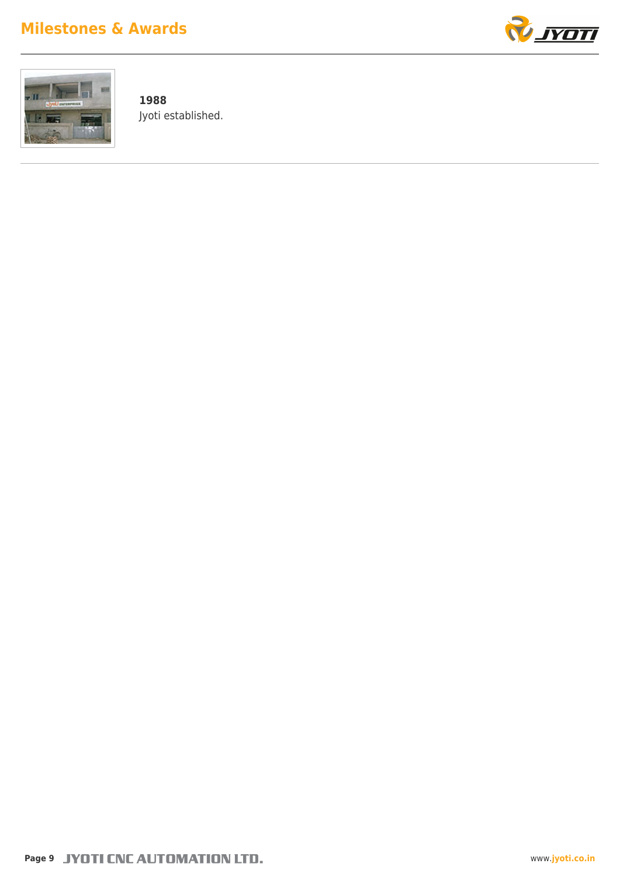**1988**

Jyoti established.